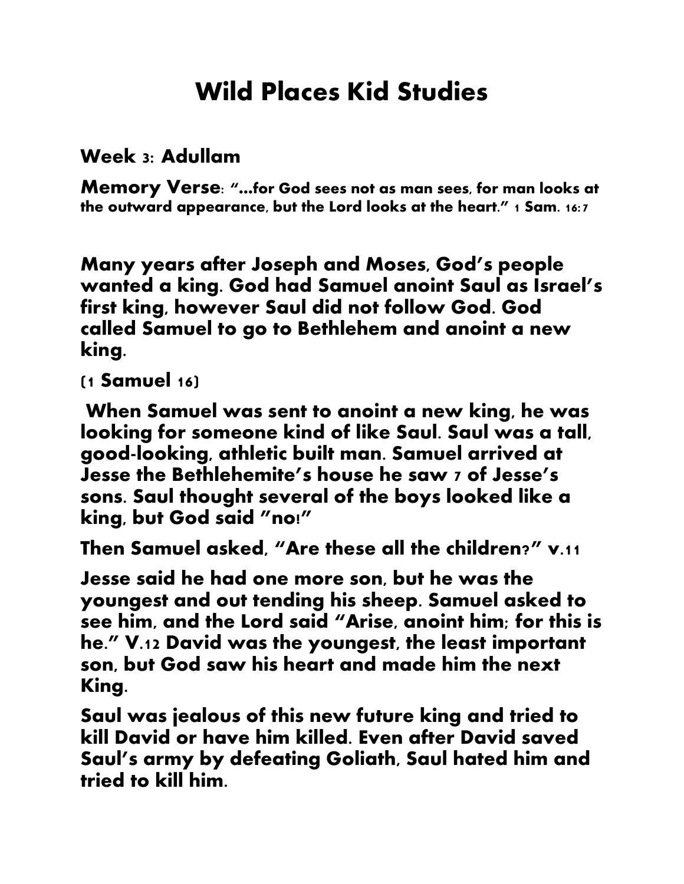# Wild Places Kid Studies

**Week 3: Adullam**

**Memory Verse: "…for God sees not as man sees, for man looks at the outward appearance, but the Lord looks at the heart." 1 Sam. 16:7**

**Many years after Joseph and Moses, God's people wanted a king. God had Samuel anoint Saul as Israel's first king, however Saul did not follow God. God called Samuel to go to Bethlehem and anoint a new king.**

**(1 Samuel 16)**

**When Samuel was sent to anoint a new king, he was looking for someone kind of like Saul. Saul was a tall, good-looking, athletic built man. Samuel arrived at Jesse the Bethlehemite's house he saw 7 of Jesse's sons. Saul thought several of the boys looked like a king, but God said "no!"**

**Then Samuel asked, "Are these all the children?" v.11**

**Jesse said he had one more son, but he was the youngest and out tending his sheep. Samuel asked to see him, and the Lord said "Arise, anoint him; for this is he." V.12 David was the youngest, the least important son, but God saw his heart and made him the next King.**

**Saul was jealous of this new future king and tried to kill David or have him killed. Even after David saved Saul's army by defeating Goliath, Saul hated him and tried to kill him.**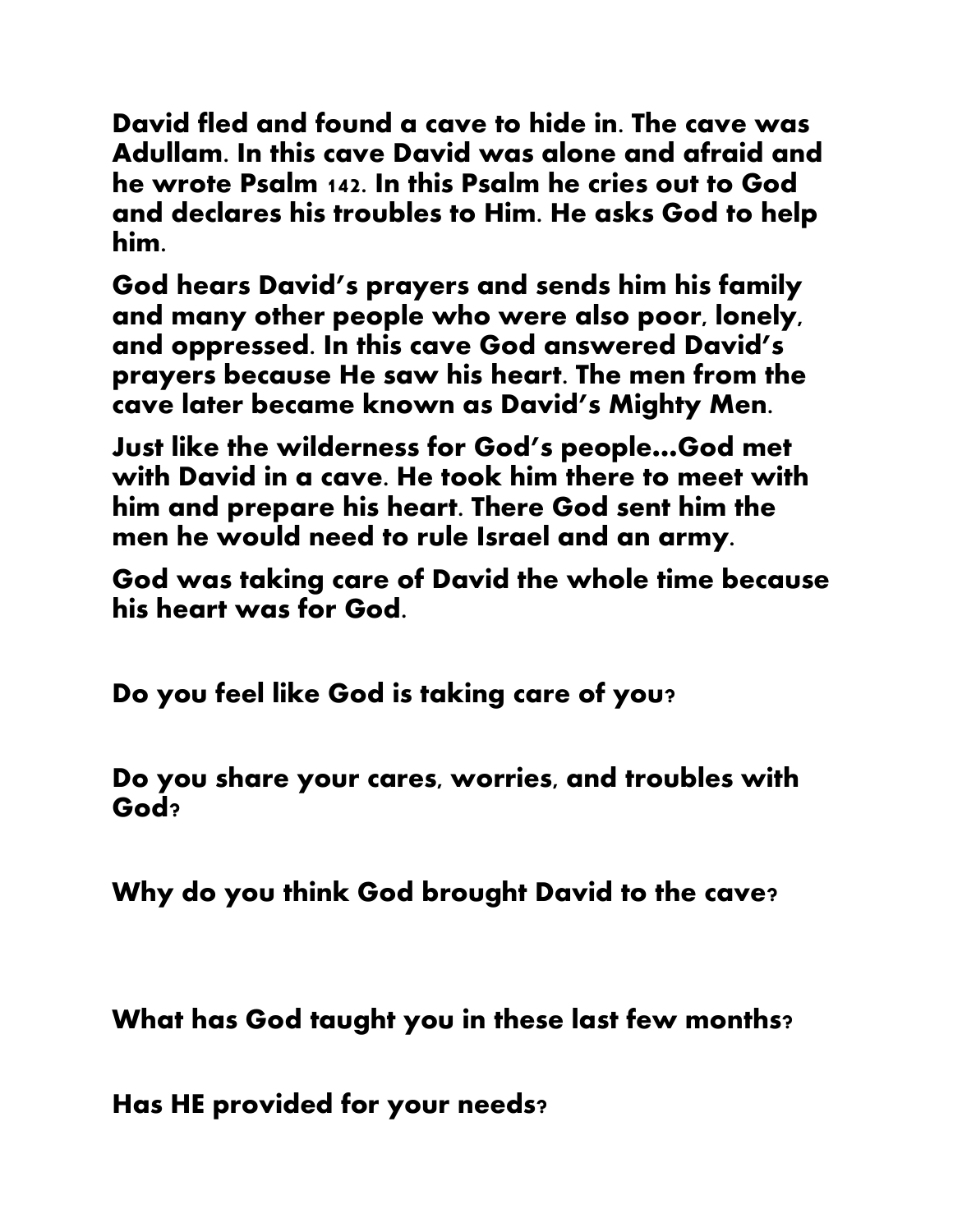**David fled and found a cave to hide in. The cave was Adullam. In this cave David was alone and afraid and he wrote Psalm 142. In this Psalm he cries out to God and declares his troubles to Him. He asks God to help him.**

**God hears David's prayers and sends him his family and many other people who were also poor, lonely, and oppressed. In this cave God answered David's prayers because He saw his heart. The men from the cave later became known as David's Mighty Men.**

**Just like the wilderness for God's people…God met with David in a cave. He took him there to meet with him and prepare his heart. There God sent him the men he would need to rule Israel and an army.**

**God was taking care of David the whole time because his heart was for God.**

**Do you feel like God is taking care of you?**

**Do you share your cares, worries, and troubles with God?**

**Why do you think God brought David to the cave?**

**What has God taught you in these last few months?**

**Has HE provided for your needs?**